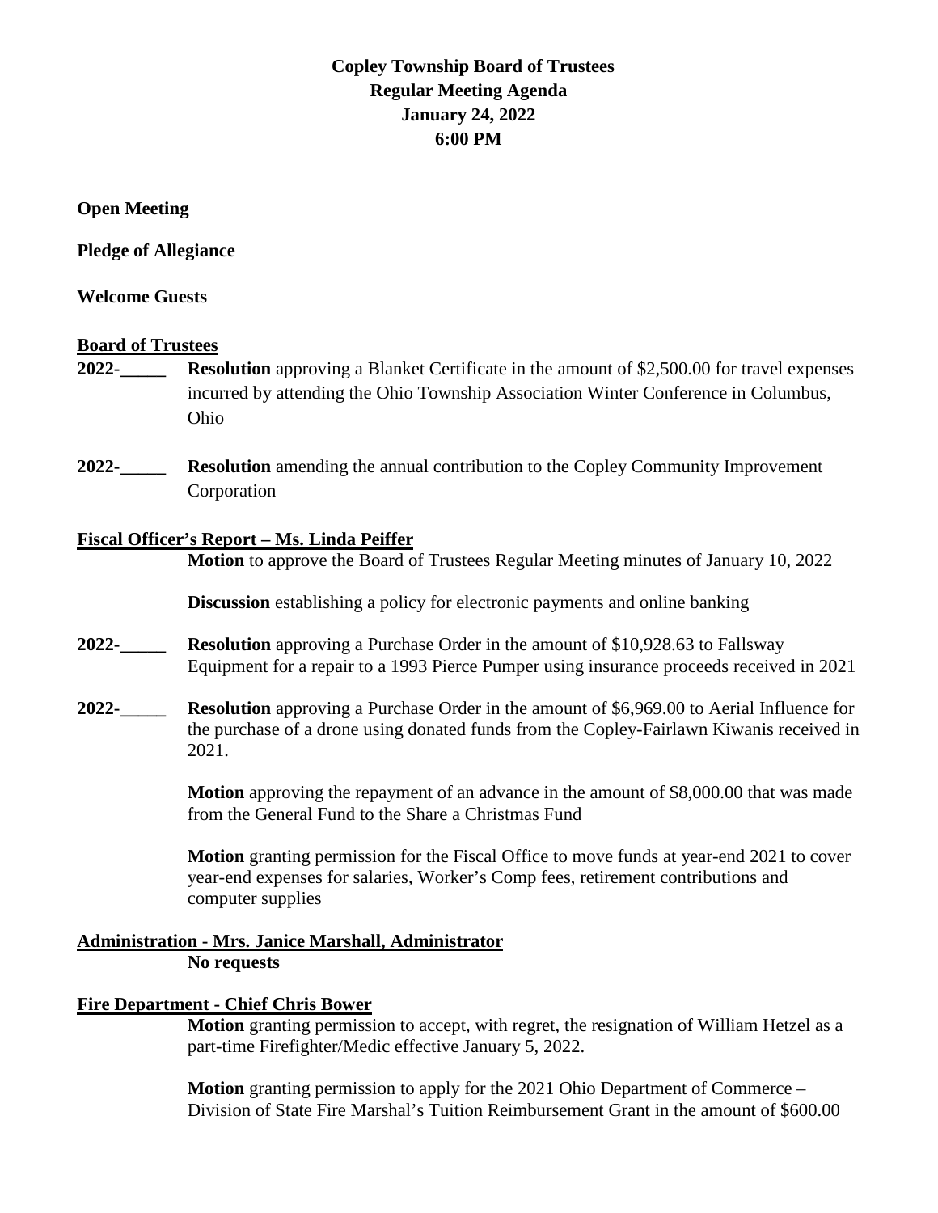# Copley Township Board of Trustees
## Regular Meeting Agenda
## January 24, 2022
## 6:00 PM

**Open Meeting**

**Pledge of Allegiance**

**Welcome Guests**

**Board of Trustees**

**2022-_____** **Resolution** approving a Blanket Certificate in the amount of $2,500.00 for travel expenses incurred by attending the Ohio Township Association Winter Conference in Columbus, Ohio

**2022-_____** **Resolution** amending the annual contribution to the Copley Community Improvement Corporation

**Fiscal Officer's Report – Ms. Linda Peiffer**

**Motion** to approve the Board of Trustees Regular Meeting minutes of January 10, 2022

**Discussion** establishing a policy for electronic payments and online banking

**2022-_____** **Resolution** approving a Purchase Order in the amount of $10,928.63 to Fallsway Equipment for a repair to a 1993 Pierce Pumper using insurance proceeds received in 2021

**2022-_____** **Resolution** approving a Purchase Order in the amount of $6,969.00 to Aerial Influence for the purchase of a drone using donated funds from the Copley-Fairlawn Kiwanis received in 2021.

**Motion** approving the repayment of an advance in the amount of $8,000.00 that was made from the General Fund to the Share a Christmas Fund

**Motion** granting permission for the Fiscal Office to move funds at year-end 2021 to cover year-end expenses for salaries, Worker's Comp fees, retirement contributions and computer supplies

**Administration - Mrs. Janice Marshall, Administrator**

**No requests**

**Fire Department - Chief Chris Bower**

**Motion** granting permission to accept, with regret, the resignation of William Hetzel as a part-time Firefighter/Medic effective January 5, 2022.

**Motion** granting permission to apply for the 2021 Ohio Department of Commerce – Division of State Fire Marshal's Tuition Reimbursement Grant in the amount of $600.00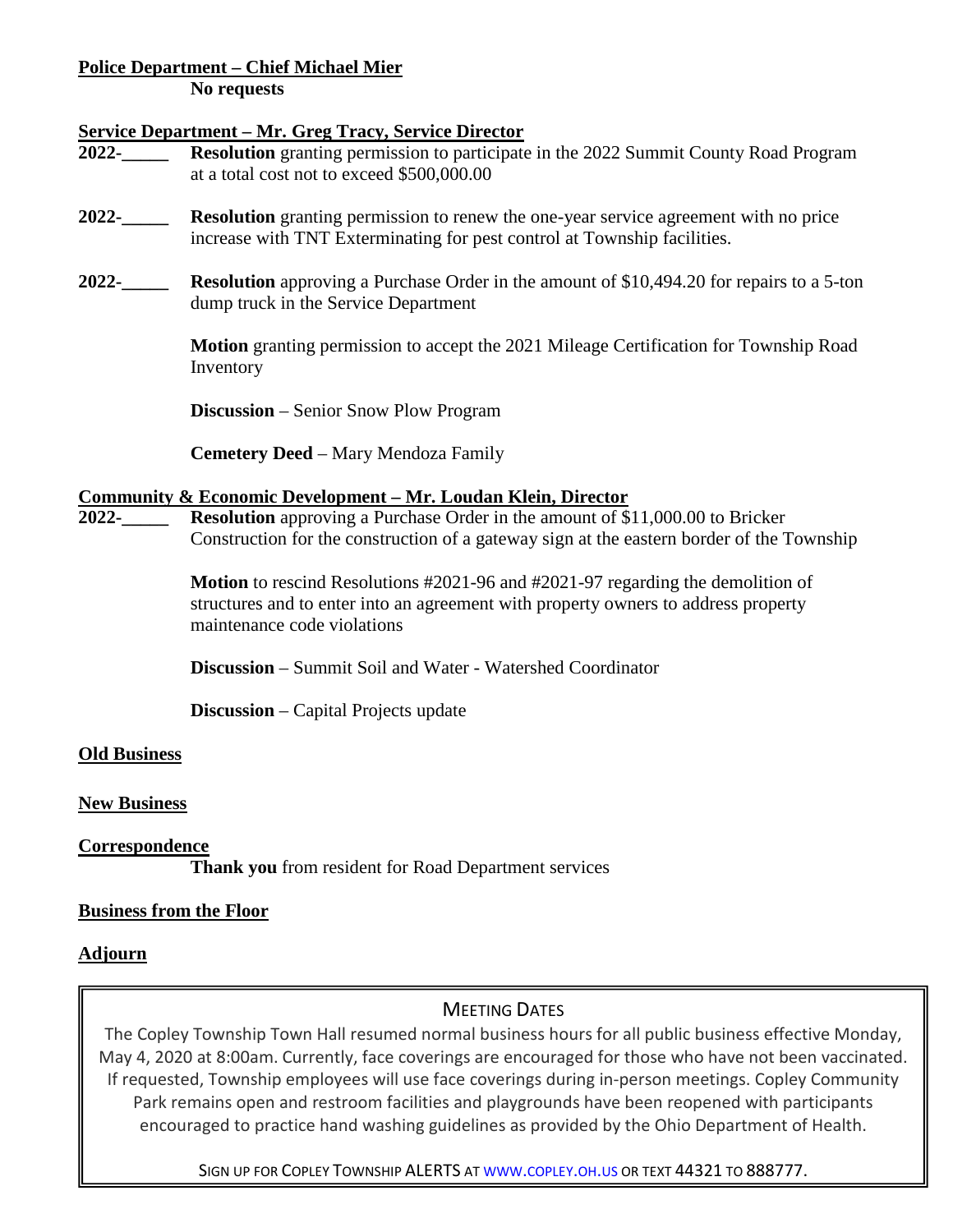**Police Department – Chief Michael Mier**

**No requests**

**Service Department – Mr. Greg Tracy, Service Director**

**2022-_____** **Resolution** granting permission to participate in the 2022 Summit County Road Program at a total cost not to exceed $500,000.00

**2022-_____** **Resolution** granting permission to renew the one-year service agreement with no price increase with TNT Exterminating for pest control at Township facilities.

**2022-_____** **Resolution** approving a Purchase Order in the amount of $10,494.20 for repairs to a 5-ton dump truck in the Service Department

**Motion** granting permission to accept the 2021 Mileage Certification for Township Road Inventory

**Discussion** – Senior Snow Plow Program

**Cemetery Deed** – Mary Mendoza Family

**Community & Economic Development – Mr. Loudan Klein, Director**

**2022-_____** **Resolution** approving a Purchase Order in the amount of $11,000.00 to Bricker Construction for the construction of a gateway sign at the eastern border of the Township

**Motion** to rescind Resolutions #2021-96 and #2021-97 regarding the demolition of structures and to enter into an agreement with property owners to address property maintenance code violations

**Discussion** – Summit Soil and Water - Watershed Coordinator

**Discussion** – Capital Projects update

**Old Business**

**New Business**

**Correspondence**

**Thank you** from resident for Road Department services

**Business from the Floor**

**Adjourn**

MEETING DATES

The Copley Township Town Hall resumed normal business hours for all public business effective Monday, May 4, 2020 at 8:00am. Currently, face coverings are encouraged for those who have not been vaccinated. If requested, Township employees will use face coverings during in-person meetings. Copley Community Park remains open and restroom facilities and playgrounds have been reopened with participants encouraged to practice hand washing guidelines as provided by the Ohio Department of Health.

SIGN UP FOR COPLEY TOWNSHIP ALERTS AT WWW.COPLEY.OH.US OR TEXT 44321 TO 888777.